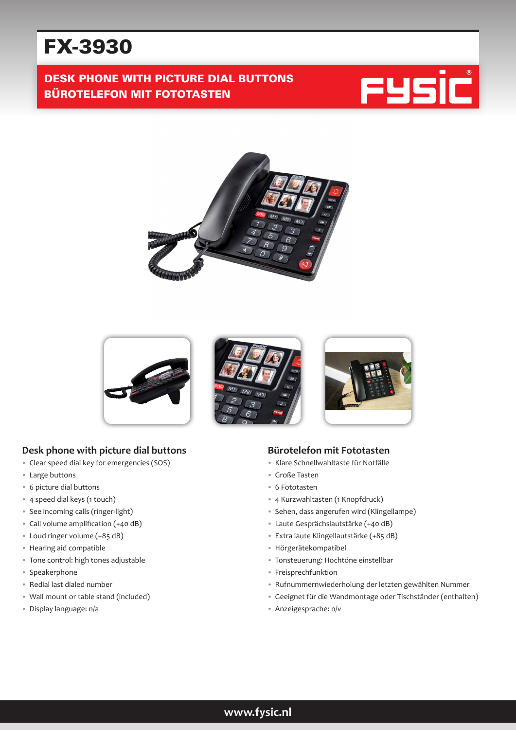# FX-3930

## DESK PHONE WITH PICTURE DIAL BUTTONS
## BÜROTELEFON MIT FOTOTASTEN

### Desk phone with picture dial buttons

- Clear speed dial key for emergencies (SOS)
- Large buttons
- 6 picture dial buttons
- 4 speed dial keys (1 touch)
- See incoming calls (ringer-light)
- Call volume amplification (+40 dB)
- Loud ringer volume (+85 dB)
- Hearing aid compatible
- Tone control: high tones adjustable
- Speakerphone
- Redial last dialed number
- Wall mount or table stand (included)
- Display language: n/a

### Bürotelefon mit Fototasten

- Klare Schnellwahltaste für Notfälle
- Große Tasten
- 6 Fototasten
- 4 Kurzwahltasten (1 Knopfdruck)
- Sehen, dass angerufen wird (Klingellampe)
- Laute Gesprächslautstärke (+40 dB)
- Extra laute Klingellautstärke (+85 dB)
- Hörgerätekompatibel
- Tonsteuerung: Hochtöne einstellbar
- Freisprechfunktion
- Rufnummernwiederholung der letzten gewählten Nummer
- Geeignet für die Wandmontage oder Tischständer (enthalten)
- Anzeigesprache: n/v

www.fysic.nl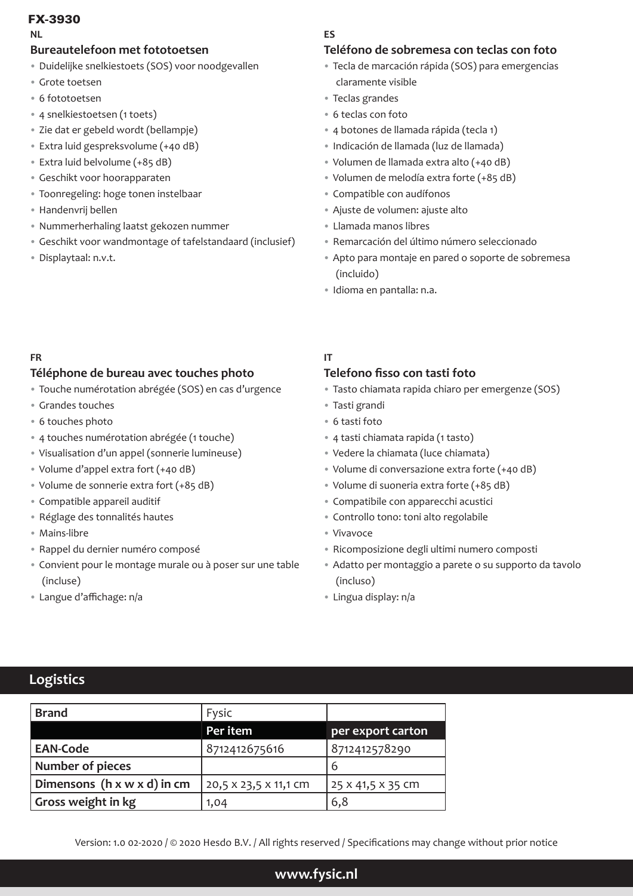FX-3930

NL

### Bureautelefoon met fototoetsen

- Duidelijke snelkiestoets (SOS) voor noodgevallen
- Grote toetsen
- 6 fototoetsen
- 4 snelkiestoetsen (1 toets)
- Zie dat er gebeld wordt (bellampje)
- Extra luid gespreksvolume (+40 dB)
- Extra luid belvolume (+85 dB)
- Geschikt voor hoorapparaten
- Toonregeling: hoge tonen instelbaar
- Handenvrij bellen
- Nummerherhaling laatst gekozen nummer
- Geschikt voor wandmontage of tafelstandaard (inclusief)
- Displaytaal: n.v.t.

ES

### Teléfono de sobremesa con teclas con foto

- Tecla de marcación rápida (SOS) para emergencias claramente visible
- Teclas grandes
- 6 teclas con foto
- 4 botones de llamada rápida (tecla 1)
- Indicación de llamada (luz de llamada)
- Volumen de llamada extra alto (+40 dB)
- Volumen de melodía extra forte (+85 dB)
- Compatible con audífonos
- Ajuste de volumen: ajuste alto
- Llamada manos libres
- Remarcación del último número seleccionado
- Apto para montaje en pared o soporte de sobremesa (incluido)
- Idioma en pantalla: n.a.

FR

### Téléphone de bureau avec touches photo

- Touche numérotation abrégée (SOS) en cas d'urgence
- Grandes touches
- 6 touches photo
- 4 touches numérotation abrégée (1 touche)
- Visualisation d'un appel (sonnerie lumineuse)
- Volume d'appel extra fort (+40 dB)
- Volume de sonnerie extra fort (+85 dB)
- Compatible appareil auditif
- Réglage des tonnalités hautes
- Mains-libre
- Rappel du dernier numéro composé
- Convient pour le montage murale ou à poser sur une table (incluse)
- Langue d'affichage: n/a

IT

### Telefono fisso con tasti foto

- Tasto chiamata rapida chiaro per emergenze (SOS)
- Tasti grandi
- 6 tasti foto
- 4 tasti chiamata rapida (1 tasto)
- Vedere la chiamata (luce chiamata)
- Volume di conversazione extra forte (+40 dB)
- Volume di suoneria extra forte (+85 dB)
- Compatibile con apparecchi acustici
- Controllo tono: toni alto regolabile
- Vivavoce
- Ricomposizione degli ultimi numero composti
- Adatto per montaggio a parete o su supporto da tavolo (incluso)
- Lingua display: n/a

## Logistics

| Brand | Fysic | |
|---|---|---|
| | **Per item** | **per export carton** |
| **EAN-Code** | 8712412675616 | 8712412578290 |
| **Number of pieces** | | 6 |
| **Dimensons (h x w x d) in cm** | 20,5 x 23,5 x 11,1 cm | 25 x 41,5 x 35 cm |
| **Gross weight in kg** | 1,04 | 6,8 |

Version: 1.0 02-2020 / © 2020 Hesdo B.V. / All rights reserved / Specifications may change without prior notice

www.fysic.nl